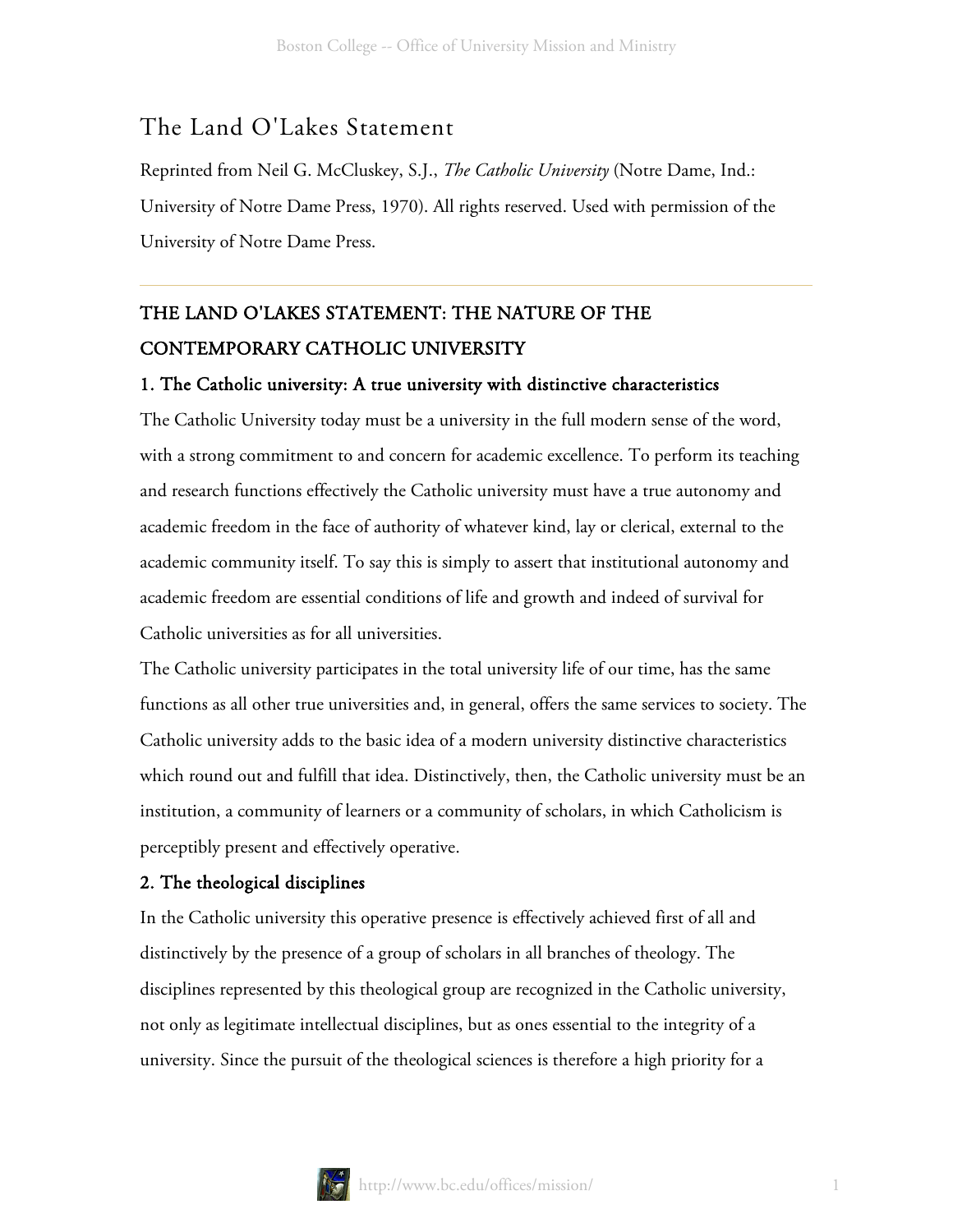# The Land O'Lakes Statement

Reprinted from Neil G. McCluskey, S.J., *The Catholic University* (Notre Dame, Ind.: University of Notre Dame Press, 1970). All rights reserved. Used with permission of the University of Notre Dame Press.

---

## THE LAND O'LAKES STATEMENT: THE NATURE OF THE CONTEMPORARY CATHOLIC UNIVERSITY

### 1. The Catholic university: A true university with distinctive characteristics

The Catholic University today must be a university in the full modern sense of the word, with a strong commitment to and concern for academic excellence. To perform its teaching and research functions effectively the Catholic university must have a true autonomy and academic freedom in the face of authority of whatever kind, lay or clerical, external to the academic community itself. To say this is simply to assert that institutional autonomy and academic freedom are essential conditions of life and growth and indeed of survival for Catholic universities as for all universities.

The Catholic university participates in the total university life of our time, has the same functions as all other true universities and, in general, offers the same services to society. The Catholic university adds to the basic idea of a modern university distinctive characteristics which round out and fulfill that idea. Distinctively, then, the Catholic university must be an institution, a community of learners or a community of scholars, in which Catholicism is perceptibly present and effectively operative.

### 2. The theological disciplines

In the Catholic university this operative presence is effectively achieved first of all and distinctively by the presence of a group of scholars in all branches of theology. The disciplines represented by this theological group are recognized in the Catholic university, not only as legitimate intellectual disciplines, but as ones essential to the integrity of a university. Since the pursuit of the theological sciences is therefore a high priority for a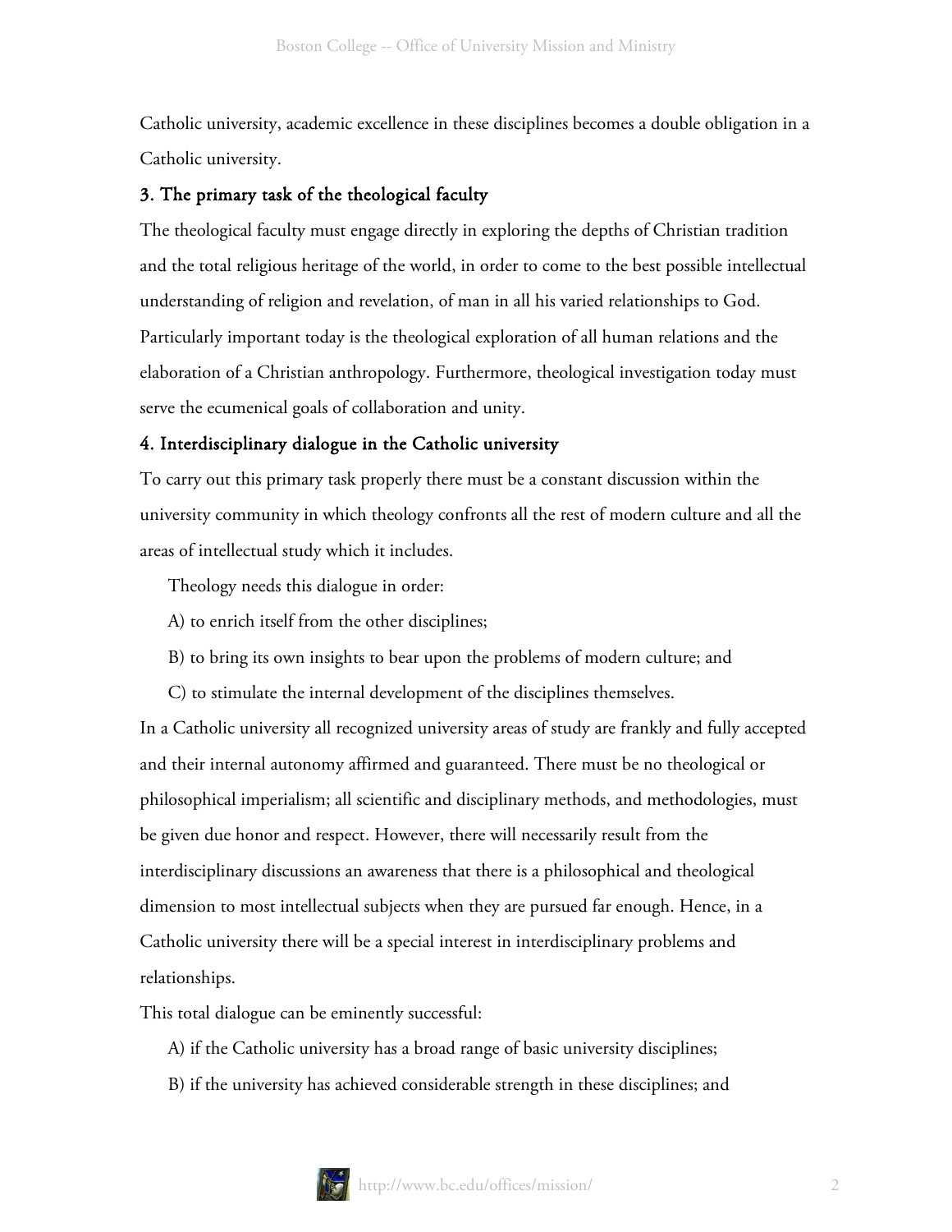Catholic university, academic excellence in these disciplines becomes a double obligation in a Catholic university.

### 3. The primary task of the theological faculty

The theological faculty must engage directly in exploring the depths of Christian tradition and the total religious heritage of the world, in order to come to the best possible intellectual understanding of religion and revelation, of man in all his varied relationships to God. Particularly important today is the theological exploration of all human relations and the elaboration of a Christian anthropology. Furthermore, theological investigation today must serve the ecumenical goals of collaboration and unity.

### 4. Interdisciplinary dialogue in the Catholic university

To carry out this primary task properly there must be a constant discussion within the university community in which theology confronts all the rest of modern culture and all the areas of intellectual study which it includes.

Theology needs this dialogue in order:

A) to enrich itself from the other disciplines;

B) to bring its own insights to bear upon the problems of modern culture; and

C) to stimulate the internal development of the disciplines themselves.

In a Catholic university all recognized university areas of study are frankly and fully accepted and their internal autonomy affirmed and guaranteed. There must be no theological or philosophical imperialism; all scientific and disciplinary methods, and methodologies, must be given due honor and respect. However, there will necessarily result from the interdisciplinary discussions an awareness that there is a philosophical and theological dimension to most intellectual subjects when they are pursued far enough. Hence, in a Catholic university there will be a special interest in interdisciplinary problems and relationships.

This total dialogue can be eminently successful:

A) if the Catholic university has a broad range of basic university disciplines;

B) if the university has achieved considerable strength in these disciplines; and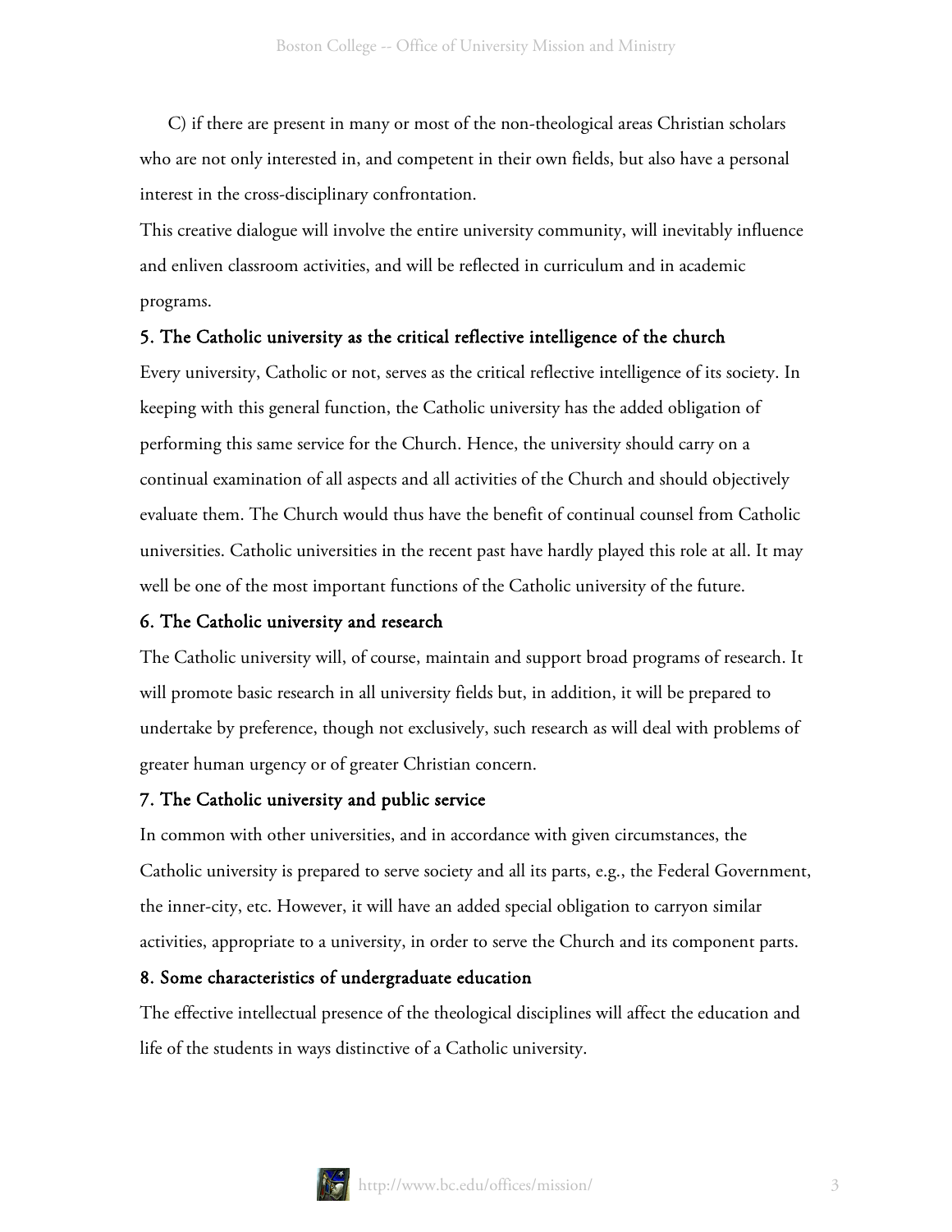C) if there are present in many or most of the non-theological areas Christian scholars who are not only interested in, and competent in their own fields, but also have a personal interest in the cross-disciplinary confrontation.

This creative dialogue will involve the entire university community, will inevitably influence and enliven classroom activities, and will be reflected in curriculum and in academic programs.

### 5. The Catholic university as the critical reflective intelligence of the church

Every university, Catholic or not, serves as the critical reflective intelligence of its society. In keeping with this general function, the Catholic university has the added obligation of performing this same service for the Church. Hence, the university should carry on a continual examination of all aspects and all activities of the Church and should objectively evaluate them. The Church would thus have the benefit of continual counsel from Catholic universities. Catholic universities in the recent past have hardly played this role at all. It may well be one of the most important functions of the Catholic university of the future.

### 6. The Catholic university and research

The Catholic university will, of course, maintain and support broad programs of research. It will promote basic research in all university fields but, in addition, it will be prepared to undertake by preference, though not exclusively, such research as will deal with problems of greater human urgency or of greater Christian concern.

### 7. The Catholic university and public service

In common with other universities, and in accordance with given circumstances, the Catholic university is prepared to serve society and all its parts, e.g., the Federal Government, the inner-city, etc. However, it will have an added special obligation to carryon similar activities, appropriate to a university, in order to serve the Church and its component parts.

### 8. Some characteristics of undergraduate education

The effective intellectual presence of the theological disciplines will affect the education and life of the students in ways distinctive of a Catholic university.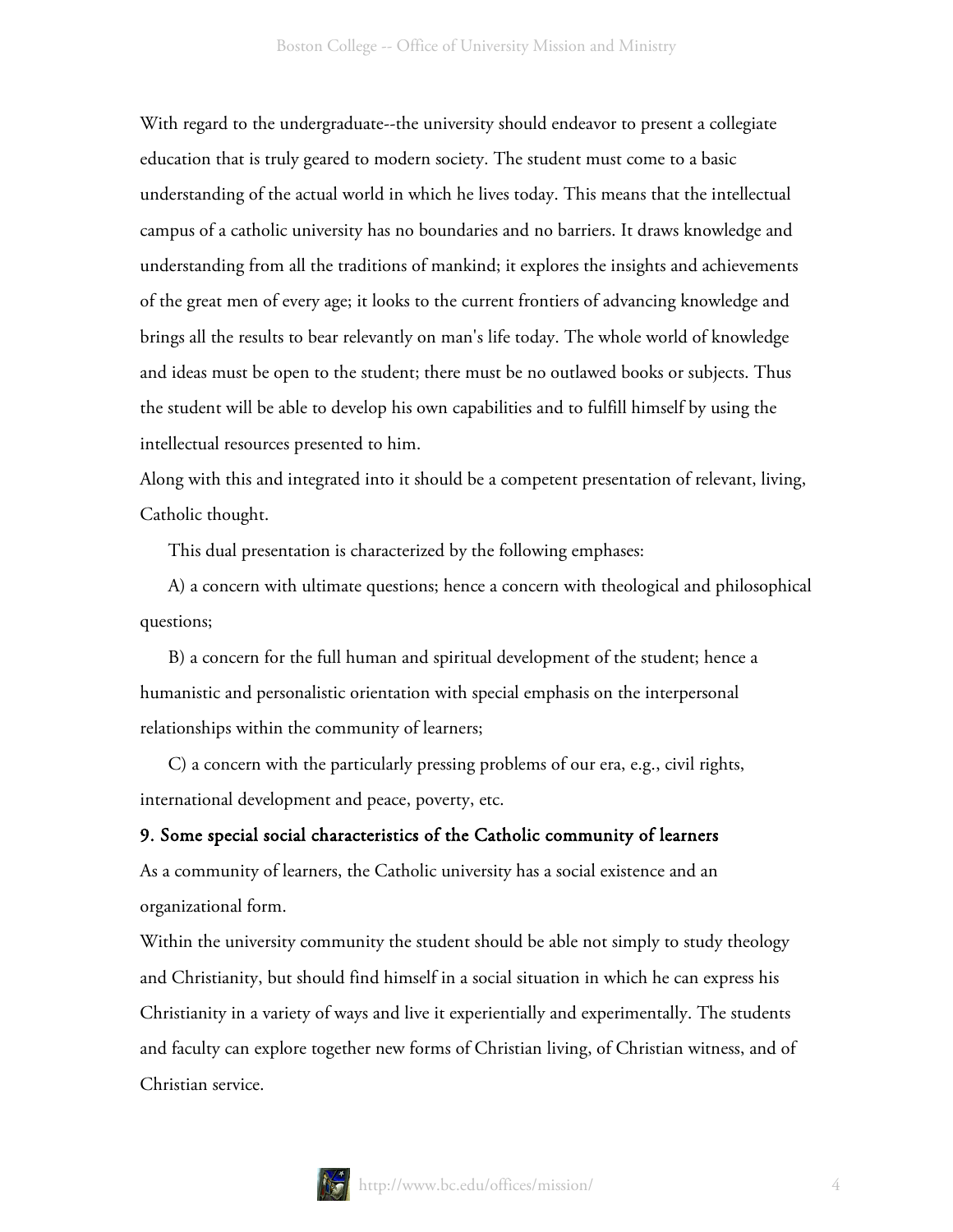With regard to the undergraduate--the university should endeavor to present a collegiate education that is truly geared to modern society. The student must come to a basic understanding of the actual world in which he lives today. This means that the intellectual campus of a catholic university has no boundaries and no barriers. It draws knowledge and understanding from all the traditions of mankind; it explores the insights and achievements of the great men of every age; it looks to the current frontiers of advancing knowledge and brings all the results to bear relevantly on man's life today. The whole world of knowledge and ideas must be open to the student; there must be no outlawed books or subjects. Thus the student will be able to develop his own capabilities and to fulfill himself by using the intellectual resources presented to him.

Along with this and integrated into it should be a competent presentation of relevant, living, Catholic thought.

This dual presentation is characterized by the following emphases:

A) a concern with ultimate questions; hence a concern with theological and philosophical questions;

B) a concern for the full human and spiritual development of the student; hence a humanistic and personalistic orientation with special emphasis on the interpersonal relationships within the community of learners;

C) a concern with the particularly pressing problems of our era, e.g., civil rights, international development and peace, poverty, etc.

### 9. Some special social characteristics of the Catholic community of learners

As a community of learners, the Catholic university has a social existence and an organizational form.

Within the university community the student should be able not simply to study theology and Christianity, but should find himself in a social situation in which he can express his Christianity in a variety of ways and live it experientially and experimentally. The students and faculty can explore together new forms of Christian living, of Christian witness, and of Christian service.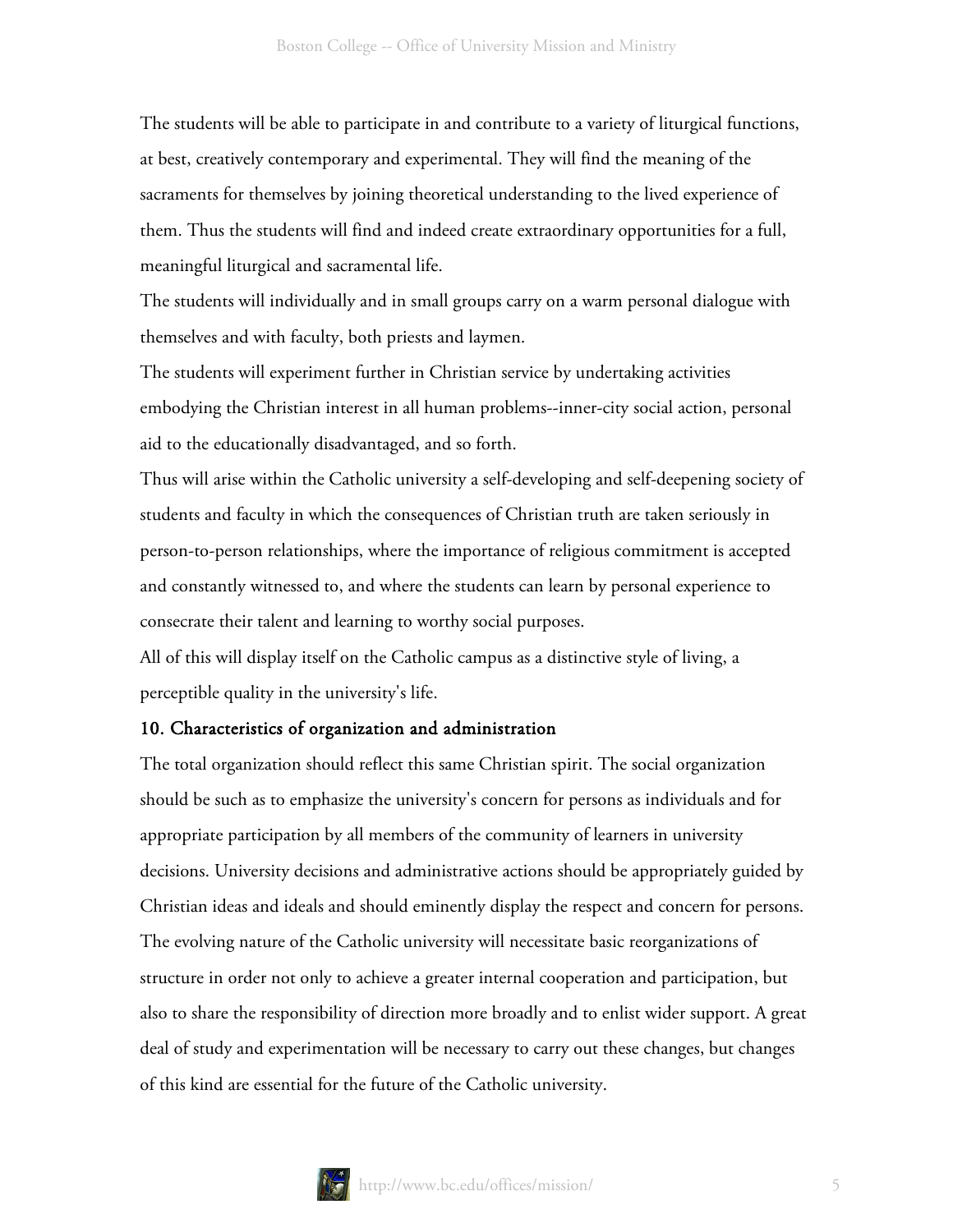The students will be able to participate in and contribute to a variety of liturgical functions, at best, creatively contemporary and experimental. They will find the meaning of the sacraments for themselves by joining theoretical understanding to the lived experience of them. Thus the students will find and indeed create extraordinary opportunities for a full, meaningful liturgical and sacramental life.

The students will individually and in small groups carry on a warm personal dialogue with themselves and with faculty, both priests and laymen.

The students will experiment further in Christian service by undertaking activities embodying the Christian interest in all human problems--inner-city social action, personal aid to the educationally disadvantaged, and so forth.

Thus will arise within the Catholic university a self-developing and self-deepening society of students and faculty in which the consequences of Christian truth are taken seriously in person-to-person relationships, where the importance of religious commitment is accepted and constantly witnessed to, and where the students can learn by personal experience to consecrate their talent and learning to worthy social purposes.

All of this will display itself on the Catholic campus as a distinctive style of living, a perceptible quality in the university's life.

### 10. Characteristics of organization and administration

The total organization should reflect this same Christian spirit. The social organization should be such as to emphasize the university's concern for persons as individuals and for appropriate participation by all members of the community of learners in university decisions. University decisions and administrative actions should be appropriately guided by Christian ideas and ideals and should eminently display the respect and concern for persons. The evolving nature of the Catholic university will necessitate basic reorganizations of structure in order not only to achieve a greater internal cooperation and participation, but also to share the responsibility of direction more broadly and to enlist wider support. A great deal of study and experimentation will be necessary to carry out these changes, but changes of this kind are essential for the future of the Catholic university.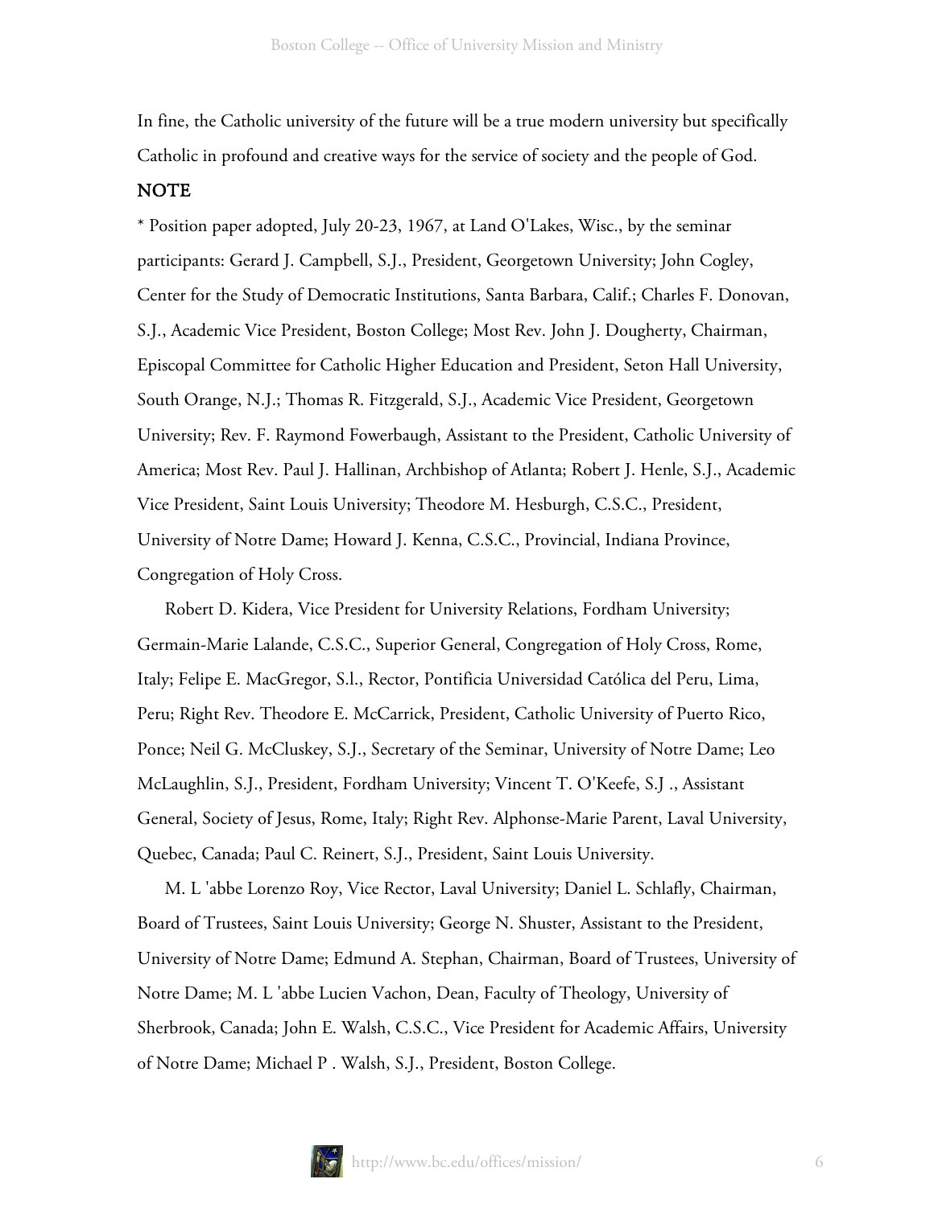In fine, the Catholic university of the future will be a true modern university but specifically Catholic in profound and creative ways for the service of society and the people of God.

## NOTE

* Position paper adopted, July 20-23, 1967, at Land O'Lakes, Wisc., by the seminar participants: Gerard J. Campbell, S.J., President, Georgetown University; John Cogley, Center for the Study of Democratic Institutions, Santa Barbara, Calif.; Charles F. Donovan, S.J., Academic Vice President, Boston College; Most Rev. John J. Dougherty, Chairman, Episcopal Committee for Catholic Higher Education and President, Seton Hall University, South Orange, N.J.; Thomas R. Fitzgerald, S.J., Academic Vice President, Georgetown University; Rev. F. Raymond Fowerbaugh, Assistant to the President, Catholic University of America; Most Rev. Paul J. Hallinan, Archbishop of Atlanta; Robert J. Henle, S.J., Academic Vice President, Saint Louis University; Theodore M. Hesburgh, C.S.C., President, University of Notre Dame; Howard J. Kenna, C.S.C., Provincial, Indiana Province, Congregation of Holy Cross.

Robert D. Kidera, Vice President for University Relations, Fordham University; Germain-Marie Lalande, C.S.C., Superior General, Congregation of Holy Cross, Rome, Italy; Felipe E. MacGregor, S.l., Rector, Pontificia Universidad Católica del Peru, Lima, Peru; Right Rev. Theodore E. McCarrick, President, Catholic University of Puerto Rico, Ponce; Neil G. McCluskey, S.J., Secretary of the Seminar, University of Notre Dame; Leo McLaughlin, S.J., President, Fordham University; Vincent T. O'Keefe, S.J ., Assistant General, Society of Jesus, Rome, Italy; Right Rev. Alphonse-Marie Parent, Laval University, Quebec, Canada; Paul C. Reinert, S.J., President, Saint Louis University.

M. L 'abbe Lorenzo Roy, Vice Rector, Laval University; Daniel L. Schlafly, Chairman, Board of Trustees, Saint Louis University; George N. Shuster, Assistant to the President, University of Notre Dame; Edmund A. Stephan, Chairman, Board of Trustees, University of Notre Dame; M. L 'abbe Lucien Vachon, Dean, Faculty of Theology, University of Sherbrook, Canada; John E. Walsh, C.S.C., Vice President for Academic Affairs, University of Notre Dame; Michael P . Walsh, S.J., President, Boston College.